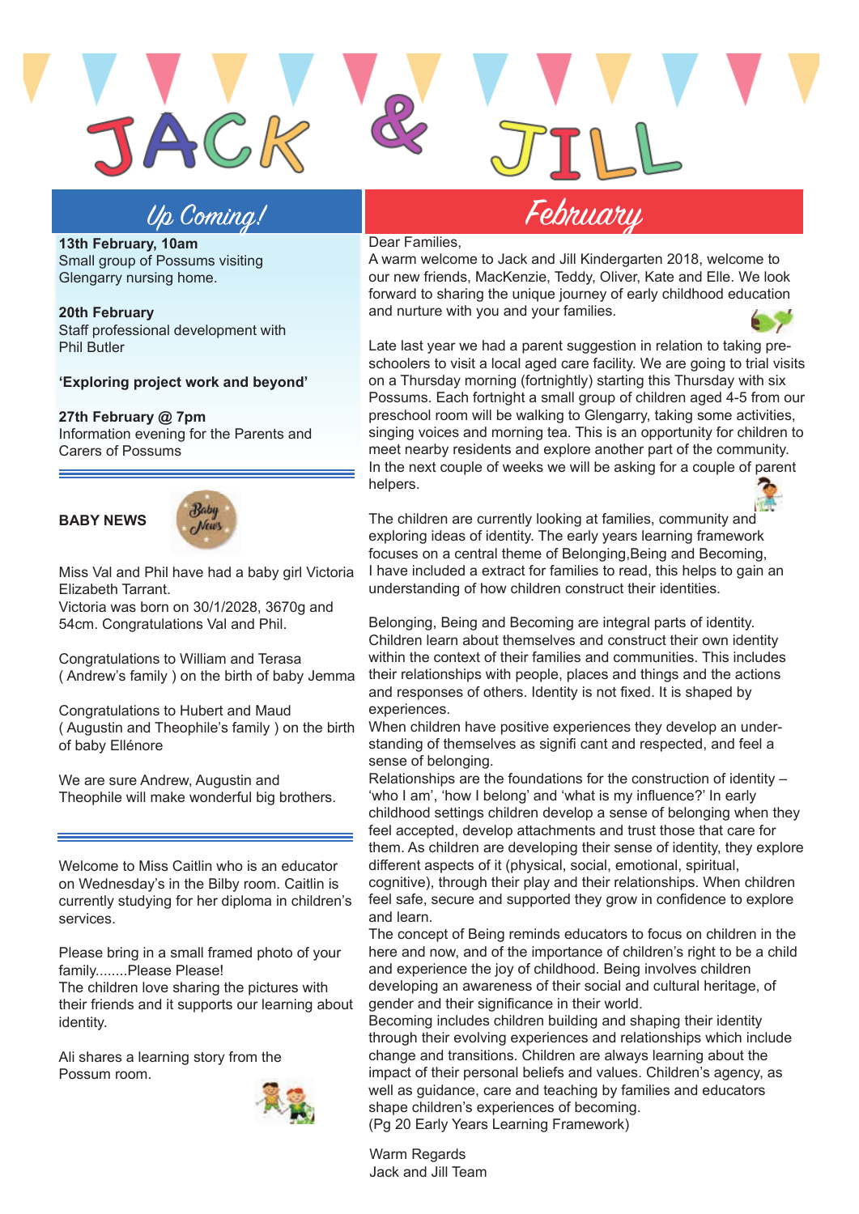# JACK & JILL

## Up Coming!

**13th February, 10am**
Small group of Possums visiting Glengarry nursing home.

**20th February**
Staff professional development with Phil Butler

**'Exploring project work and beyond'**

**27th February @ 7pm**
Information evening for the Parents and Carers of Possums

---

**BABY NEWS**

Miss Val and Phil have had a baby girl Victoria Elizabeth Tarrant.
Victoria was born on 30/1/2028, 3670g and 54cm. Congratulations Val and Phil.

Congratulations to William and Terasa ( Andrew's family ) on the birth of baby Jemma

Congratulations to Hubert and Maud ( Augustin and Theophile's family ) on the birth of baby Ellénore

We are sure Andrew, Augustin and Theophile will make wonderful big brothers.

---

Welcome to Miss Caitlin who is an educator on Wednesday's in the Bilby room. Caitlin is currently studying for her diploma in children's services.

Please bring in a small framed photo of your family........Please Please!
The children love sharing the pictures with their friends and it supports our learning about identity.

Ali shares a learning story from the Possum room.

## February

Dear Families,
A warm welcome to Jack and Jill Kindergarten 2018, welcome to our new friends, MacKenzie, Teddy, Oliver, Kate and Elle. We look forward to sharing the unique journey of early childhood education and nurture with you and your families.

Late last year we had a parent suggestion in relation to taking pre-schoolers to visit a local aged care facility. We are going to trial visits on a Thursday morning (fortnightly) starting this Thursday with six Possums. Each fortnight a small group of children aged 4-5 from our preschool room will be walking to Glengarry, taking some activities, singing voices and morning tea. This is an opportunity for children to meet nearby residents and explore another part of the community. In the next couple of weeks we will be asking for a couple of parent helpers.

The children are currently looking at families, community and exploring ideas of identity. The early years learning framework focuses on a central theme of Belonging,Being and Becoming, I have included a extract for families to read, this helps to gain an understanding of how children construct their identities.

Belonging, Being and Becoming are integral parts of identity. Children learn about themselves and construct their own identity within the context of their families and communities. This includes their relationships with people, places and things and the actions and responses of others. Identity is not fixed. It is shaped by experiences.
When children have positive experiences they develop an understanding of themselves as signifi cant and respected, and feel a sense of belonging.
Relationships are the foundations for the construction of identity – 'who I am', 'how I belong' and 'what is my influence?' In early childhood settings children develop a sense of belonging when they feel accepted, develop attachments and trust those that care for them. As children are developing their sense of identity, they explore different aspects of it (physical, social, emotional, spiritual, cognitive), through their play and their relationships. When children feel safe, secure and supported they grow in confidence to explore and learn.
The concept of Being reminds educators to focus on children in the here and now, and of the importance of children's right to be a child and experience the joy of childhood. Being involves children developing an awareness of their social and cultural heritage, of gender and their significance in their world.
Becoming includes children building and shaping their identity through their evolving experiences and relationships which include change and transitions. Children are always learning about the impact of their personal beliefs and values. Children's agency, as well as guidance, care and teaching by families and educators shape children's experiences of becoming.
(Pg 20 Early Years Learning Framework)

Warm Regards
Jack and Jill Team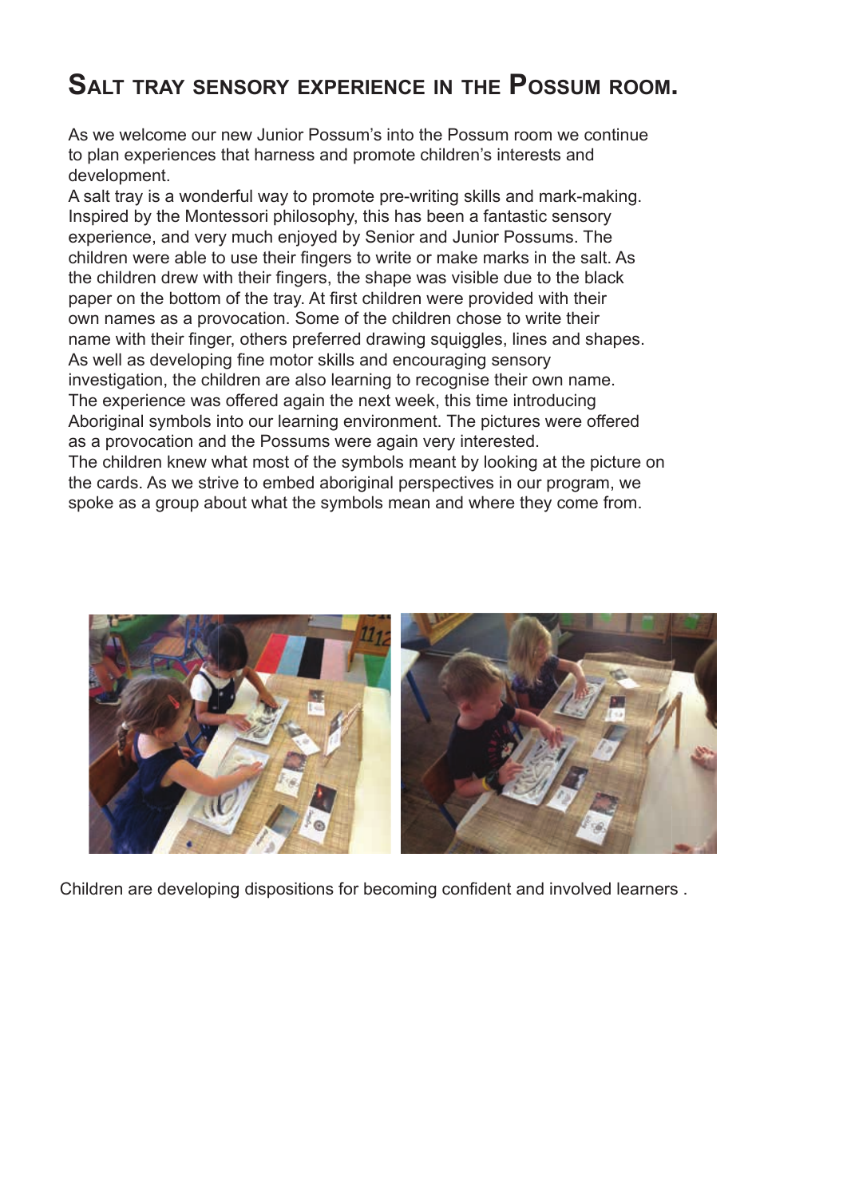# Salt tray sensory experience in the Possum room.

As we welcome our new Junior Possum's into the Possum room we continue to plan experiences that harness and promote children's interests and development.

A salt tray is a wonderful way to promote pre-writing skills and mark-making. Inspired by the Montessori philosophy, this has been a fantastic sensory experience, and very much enjoyed by Senior and Junior Possums. The children were able to use their fingers to write or make marks in the salt. As the children drew with their fingers, the shape was visible due to the black paper on the bottom of the tray. At first children were provided with their own names as a provocation. Some of the children chose to write their name with their finger, others preferred drawing squiggles, lines and shapes. As well as developing fine motor skills and encouraging sensory investigation, the children are also learning to recognise their own name. The experience was offered again the next week, this time introducing Aboriginal symbols into our learning environment. The pictures were offered as a provocation and the Possums were again very interested.

The children knew what most of the symbols meant by looking at the picture on the cards. As we strive to embed aboriginal perspectives in our program, we spoke as a group about what the symbols mean and where they come from.

Children are developing dispositions for becoming confident and involved learners .